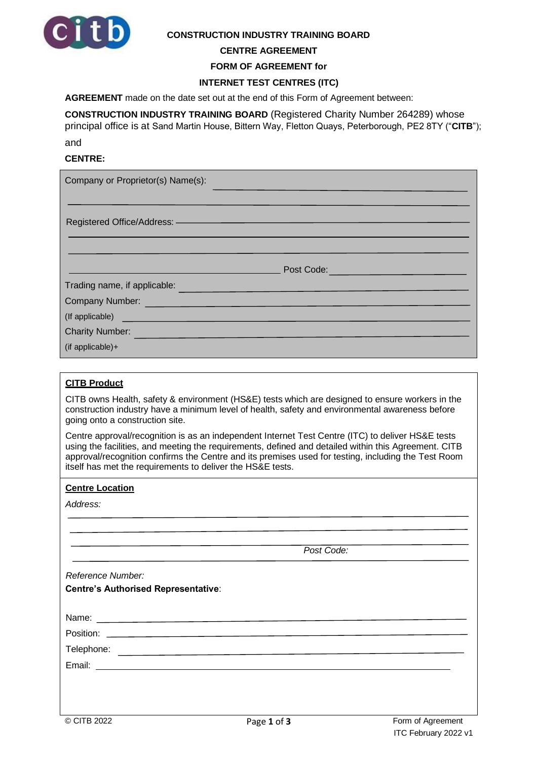**CONSTRUCTION INDUSTRY TRAINING BOARD**

**CENTRE AGREEMENT**

**FORM OF AGREEMENT for**

**INTERNET TEST CENTRES (ITC)**

**AGREEMENT** made on the date set out at the end of this Form of Agreement between:

**CONSTRUCTION INDUSTRY TRAINING BOARD** (Registered Charity Number 264289) whose principal office is at Sand Martin House, Bittern Way, Fletton Quays, Peterborough, PE2 8TY ("**CITB**");

and

**CENTRE:**

Company or Proprietor(s) Name(s): ______________________________

______________________________

Registered Office/Address: ______________________________

______________________________

______________________________

______________________________ Post Code: ______________

Trading name, if applicable: ______________________________

Company Number: ______________________________

(If applicable) ______________________________

Charity Number: ______________________________

(if applicable)+

**CITB Product**

CITB owns Health, safety & environment (HS&E) tests which are designed to ensure workers in the construction industry have a minimum level of health, safety and environmental awareness before going onto a construction site.

Centre approval/recognition is as an independent Internet Test Centre (ITC) to deliver HS&E tests using the facilities, and meeting the requirements, defined and detailed within this Agreement. CITB approval/recognition confirms the Centre and its premises used for testing, including the Test Room itself has met the requirements to deliver the HS&E tests.

**Centre Location**

*Address:*

______________________________

______________________________

______________________________

*Post Code:* ______________________________

*Reference Number:*

**Centre's Authorised Representative**:

Name: ______________________________

Position: ______________________________

Telephone: ______________________________

Email: ______________________________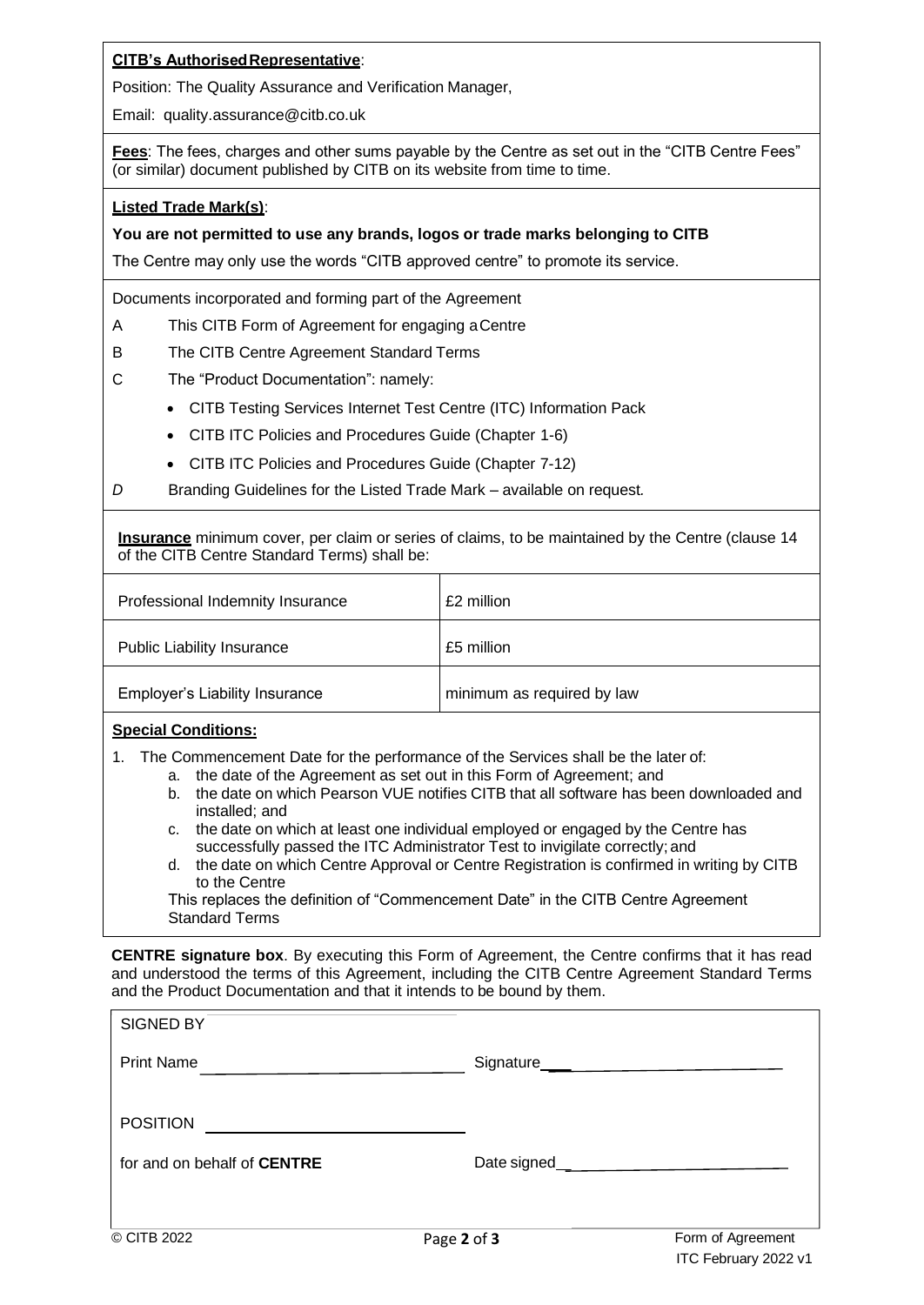**CITB's Authorised Representative**:

Position: The Quality Assurance and Verification Manager,

Email: quality.assurance@citb.co.uk

**Fees**: The fees, charges and other sums payable by the Centre as set out in the "CITB Centre Fees" (or similar) document published by CITB on its website from time to time.

**Listed Trade Mark(s)**:

**You are not permitted to use any brands, logos or trade marks belonging to CITB**

The Centre may only use the words "CITB approved centre" to promote its service.

Documents incorporated and forming part of the Agreement

A This CITB Form of Agreement for engaging a Centre

B The CITB Centre Agreement Standard Terms

C The "Product Documentation": namely:

- CITB Testing Services Internet Test Centre (ITC) Information Pack
- CITB ITC Policies and Procedures Guide (Chapter 1-6)
- CITB ITC Policies and Procedures Guide (Chapter 7-12)

*D* Branding Guidelines for the Listed Trade Mark – available on request.

**Insurance** minimum cover, per claim or series of claims, to be maintained by the Centre (clause 14 of the CITB Centre Standard Terms) shall be:

| | |
|---|---|
| Professional Indemnity Insurance | £2 million |
| Public Liability Insurance | £5 million |
| Employer's Liability Insurance | minimum as required by law |

**Special Conditions:**

1. The Commencement Date for the performance of the Services shall be the later of:
   a. the date of the Agreement as set out in this Form of Agreement; and
   b. the date on which Pearson VUE notifies CITB that all software has been downloaded and installed; and
   c. the date on which at least one individual employed or engaged by the Centre has successfully passed the ITC Administrator Test to invigilate correctly; and
   d. the date on which Centre Approval or Centre Registration is confirmed in writing by CITB to the Centre

   This replaces the definition of "Commencement Date" in the CITB Centre Agreement Standard Terms

**CENTRE signature box**. By executing this Form of Agreement, the Centre confirms that it has read and understood the terms of this Agreement, including the CITB Centre Agreement Standard Terms and the Product Documentation and that it intends to be bound by them.

SIGNED BY

Print Name ______________________ Signature ______________________

POSITION ______________________

for and on behalf of **CENTRE** Date signed ______________________

© CITB 2022

Form of Agreement
ITC February 2022 v1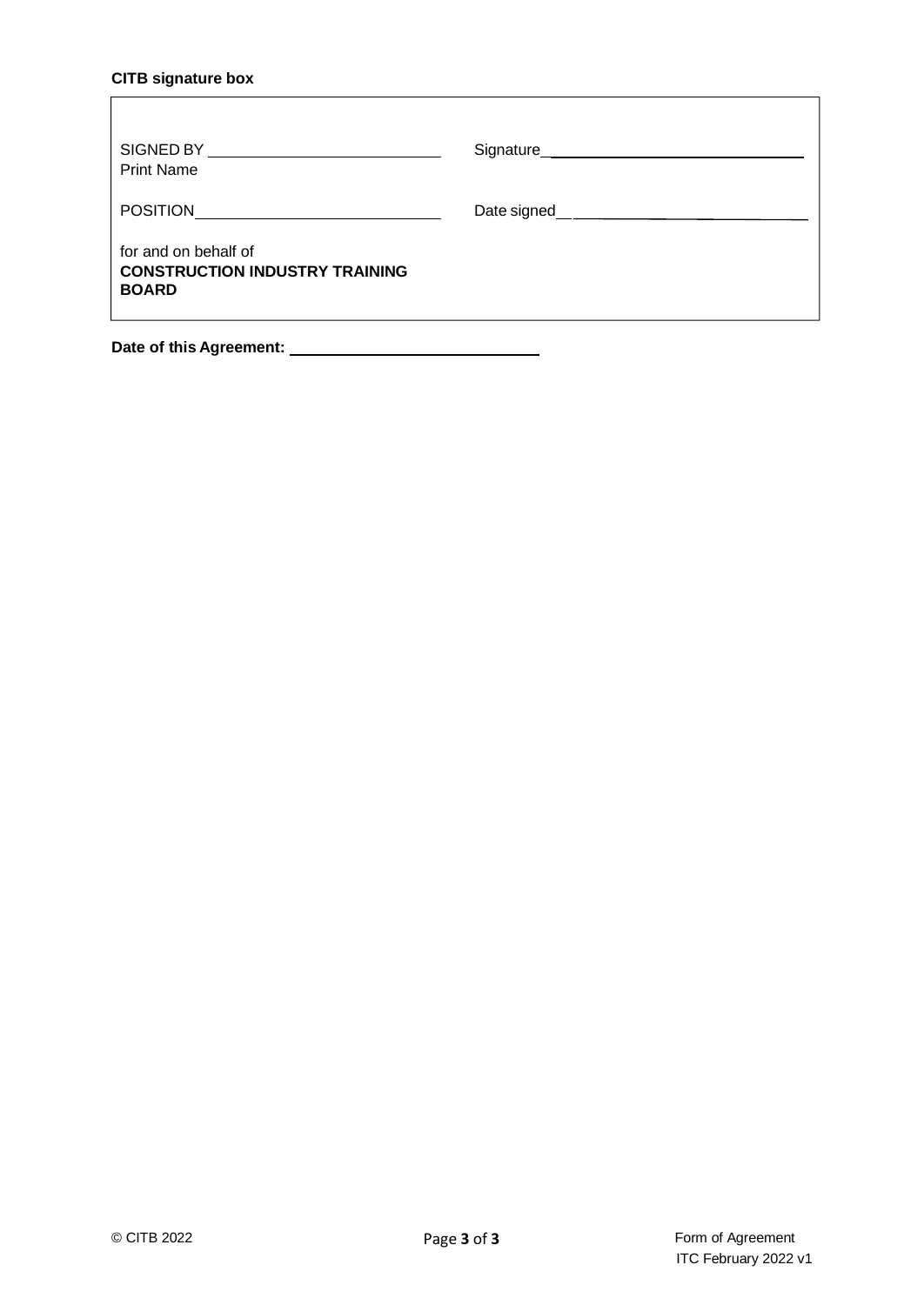**CITB signature box**

| | |
|---|---|
| SIGNED BY \_\_\_\_\_\_\_\_\_\_\_\_\_\_\_\_\_\_\_\_\_\_\_\_ <br> Print Name | Signature\_\_\_\_\_\_\_\_\_\_\_\_\_\_\_\_\_\_\_\_\_\_\_\_\_\_\_\_ |
| POSITION\_\_\_\_\_\_\_\_\_\_\_\_\_\_\_\_\_\_\_\_\_\_\_\_\_\_ | Date signed\_\_\_\_\_\_\_\_\_\_\_\_\_\_\_\_\_\_\_\_\_\_\_\_\_\_ |
| for and on behalf of <br> **CONSTRUCTION INDUSTRY TRAINING BOARD** | |

**Date of this Agreement:** \_\_\_\_\_\_\_\_\_\_\_\_\_\_\_\_\_\_\_\_\_\_\_\_\_\_\_\_

© CITB 2022

Form of Agreement
ITC February 2022 v1